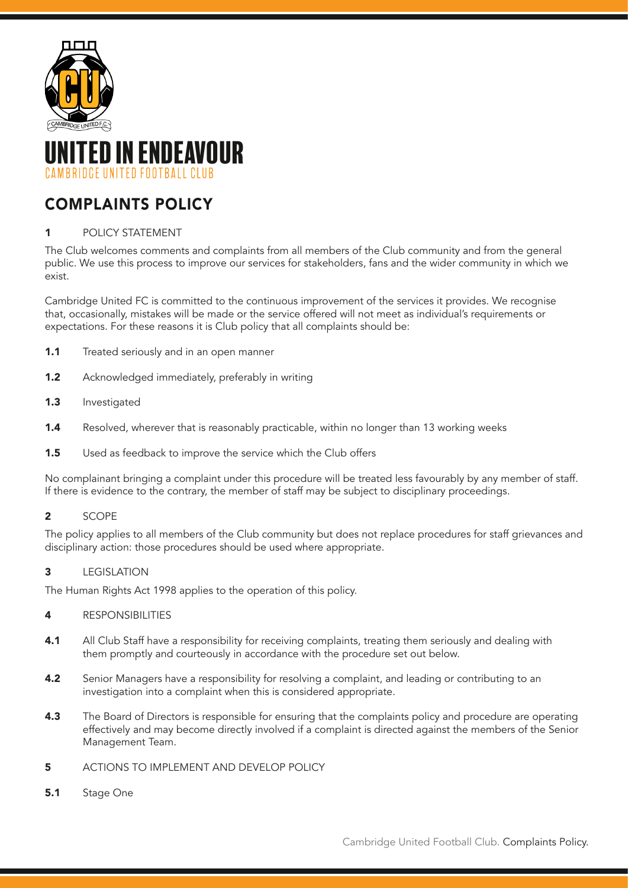# UNITED IN ENDEAVOUR

CAMBRIDGE UNITED FOOTBALL CLUB

## COMPLAINTS POLICY

### 1 POLICY STATEMENT

The Club welcomes comments and complaints from all members of the Club community and from the general public. We use this process to improve our services for stakeholders, fans and the wider community in which we exist.

Cambridge United FC is committed to the continuous improvement of the services it provides. We recognise that, occasionally, mistakes will be made or the service offered will not meet as individual's requirements or expectations. For these reasons it is Club policy that all complaints should be:

**1.1** Treated seriously and in an open manner

**1.2** Acknowledged immediately, preferably in writing

**1.3** Investigated

**1.4** Resolved, wherever that is reasonably practicable, within no longer than 13 working weeks

**1.5** Used as feedback to improve the service which the Club offers

No complainant bringing a complaint under this procedure will be treated less favourably by any member of staff. If there is evidence to the contrary, the member of staff may be subject to disciplinary proceedings.

### 2 SCOPE

The policy applies to all members of the Club community but does not replace procedures for staff grievances and disciplinary action: those procedures should be used where appropriate.

### 3 LEGISLATION

The Human Rights Act 1998 applies to the operation of this policy.

### 4 RESPONSIBILITIES

**4.1** All Club Staff have a responsibility for receiving complaints, treating them seriously and dealing with them promptly and courteously in accordance with the procedure set out below.

**4.2** Senior Managers have a responsibility for resolving a complaint, and leading or contributing to an investigation into a complaint when this is considered appropriate.

**4.3** The Board of Directors is responsible for ensuring that the complaints policy and procedure are operating effectively and may become directly involved if a complaint is directed against the members of the Senior Management Team.

### 5 ACTIONS TO IMPLEMENT AND DEVELOP POLICY

**5.1** Stage One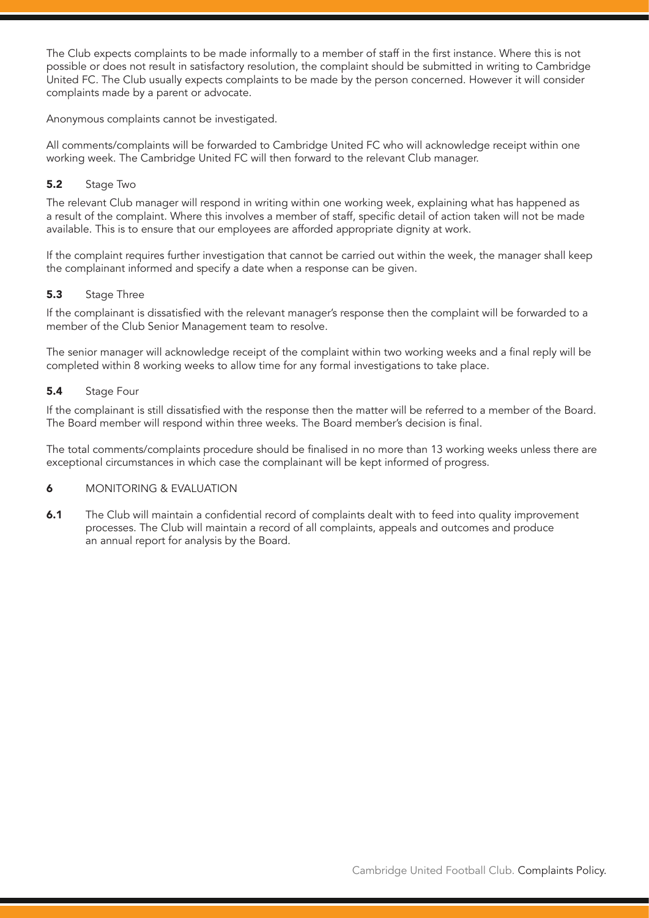The Club expects complaints to be made informally to a member of staff in the first instance. Where this is not possible or does not result in satisfactory resolution, the complaint should be submitted in writing to Cambridge United FC. The Club usually expects complaints to be made by the person concerned. However it will consider complaints made by a parent or advocate.

Anonymous complaints cannot be investigated.

All comments/complaints will be forwarded to Cambridge United FC who will acknowledge receipt within one working week. The Cambridge United FC will then forward to the relevant Club manager.

### 5.2 Stage Two

The relevant Club manager will respond in writing within one working week, explaining what has happened as a result of the complaint. Where this involves a member of staff, specific detail of action taken will not be made available. This is to ensure that our employees are afforded appropriate dignity at work.

If the complaint requires further investigation that cannot be carried out within the week, the manager shall keep the complainant informed and specify a date when a response can be given.

### 5.3 Stage Three

If the complainant is dissatisfied with the relevant manager's response then the complaint will be forwarded to a member of the Club Senior Management team to resolve.

The senior manager will acknowledge receipt of the complaint within two working weeks and a final reply will be completed within 8 working weeks to allow time for any formal investigations to take place.

### 5.4 Stage Four

If the complainant is still dissatisfied with the response then the matter will be referred to a member of the Board. The Board member will respond within three weeks. The Board member's decision is final.

The total comments/complaints procedure should be finalised in no more than 13 working weeks unless there are exceptional circumstances in which case the complainant will be kept informed of progress.

## 6 MONITORING & EVALUATION

**6.1** The Club will maintain a confidential record of complaints dealt with to feed into quality improvement processes. The Club will maintain a record of all complaints, appeals and outcomes and produce an annual report for analysis by the Board.